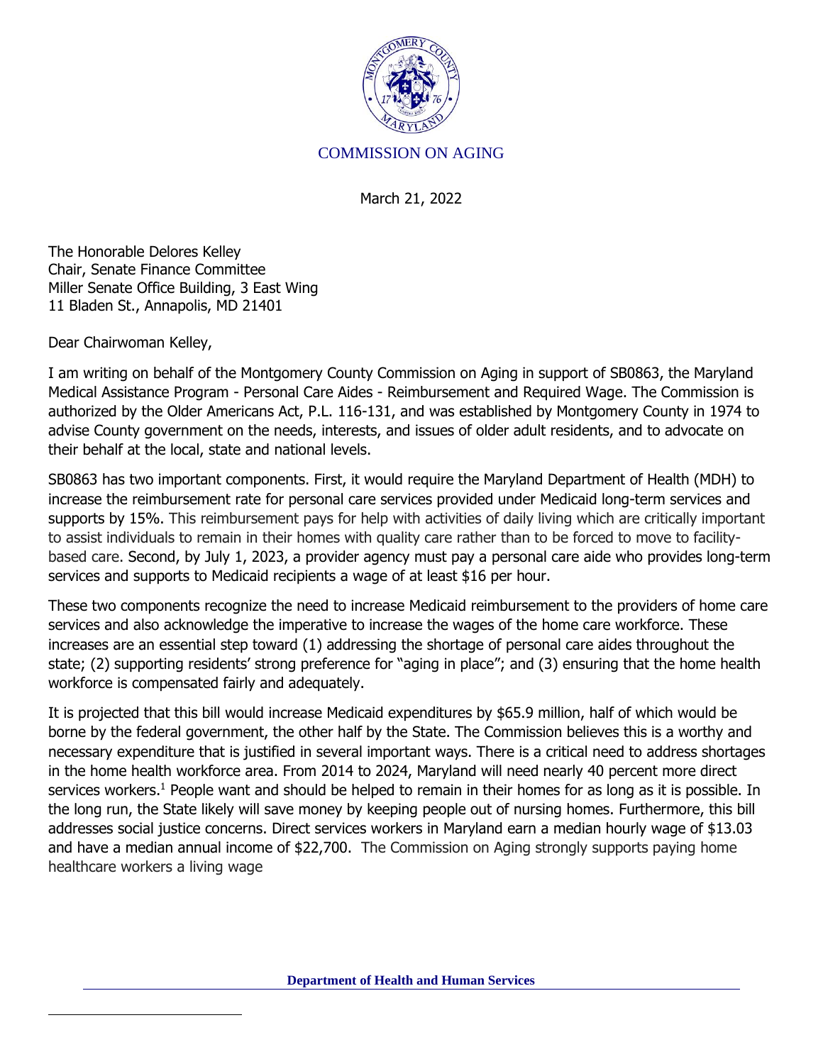COMMISSION ON AGING

March 21, 2022

The Honorable Delores Kelley
Chair, Senate Finance Committee
Miller Senate Office Building, 3 East Wing
11 Bladen St., Annapolis, MD 21401

Dear Chairwoman Kelley,

I am writing on behalf of the Montgomery County Commission on Aging in support of SB0863, the Maryland Medical Assistance Program - Personal Care Aides - Reimbursement and Required Wage. The Commission is authorized by the Older Americans Act, P.L. 116-131, and was established by Montgomery County in 1974 to advise County government on the needs, interests, and issues of older adult residents, and to advocate on their behalf at the local, state and national levels.

SB0863 has two important components. First, it would require the Maryland Department of Health (MDH) to increase the reimbursement rate for personal care services provided under Medicaid long-term services and supports by 15%. This reimbursement pays for help with activities of daily living which are critically important to assist individuals to remain in their homes with quality care rather than to be forced to move to facility-based care. Second, by July 1, 2023, a provider agency must pay a personal care aide who provides long-term services and supports to Medicaid recipients a wage of at least $16 per hour.

These two components recognize the need to increase Medicaid reimbursement to the providers of home care services and also acknowledge the imperative to increase the wages of the home care workforce. These increases are an essential step toward (1) addressing the shortage of personal care aides throughout the state; (2) supporting residents' strong preference for "aging in place"; and (3) ensuring that the home health workforce is compensated fairly and adequately.

It is projected that this bill would increase Medicaid expenditures by $65.9 million, half of which would be borne by the federal government, the other half by the State. The Commission believes this is a worthy and necessary expenditure that is justified in several important ways. There is a critical need to address shortages in the home health workforce area. From 2014 to 2024, Maryland will need nearly 40 percent more direct services workers.[1] People want and should be helped to remain in their homes for as long as it is possible. In the long run, the State likely will save money by keeping people out of nursing homes. Furthermore, this bill addresses social justice concerns. Direct services workers in Maryland earn a median hourly wage of $13.03 and have a median annual income of $22,700. The Commission on Aging strongly supports paying home healthcare workers a living wage

**Department of Health and Human Services**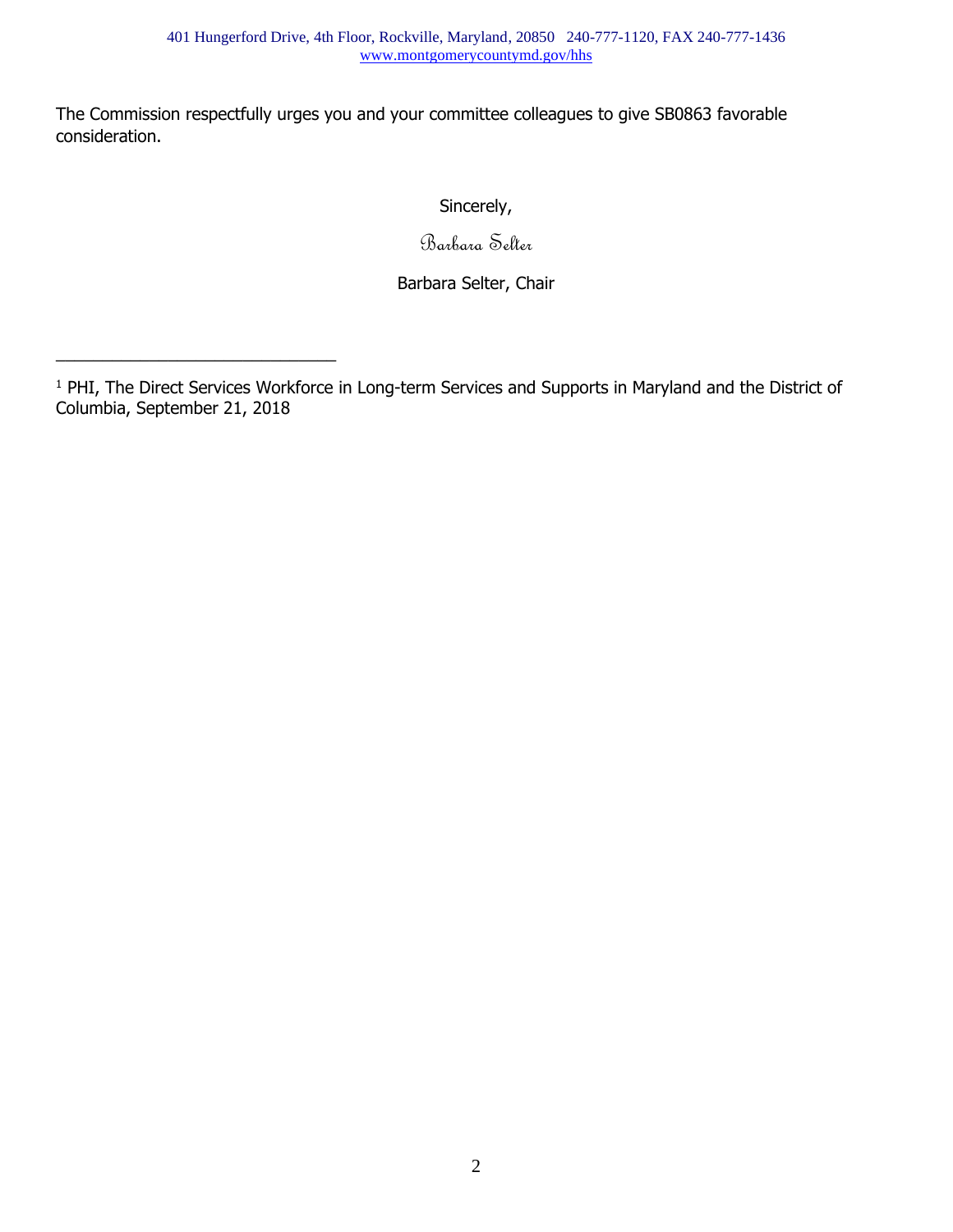401 Hungerford Drive, 4th Floor, Rockville, Maryland, 20850 240-777-1120, FAX 240-777-1436
www.montgomerycountymd.gov/hhs

The Commission respectfully urges you and your committee colleagues to give SB0863 favorable consideration.

Sincerely,

Barbara Selter

Barbara Selter, Chair

---

[1] PHI, The Direct Services Workforce in Long-term Services and Supports in Maryland and the District of Columbia, September 21, 2018